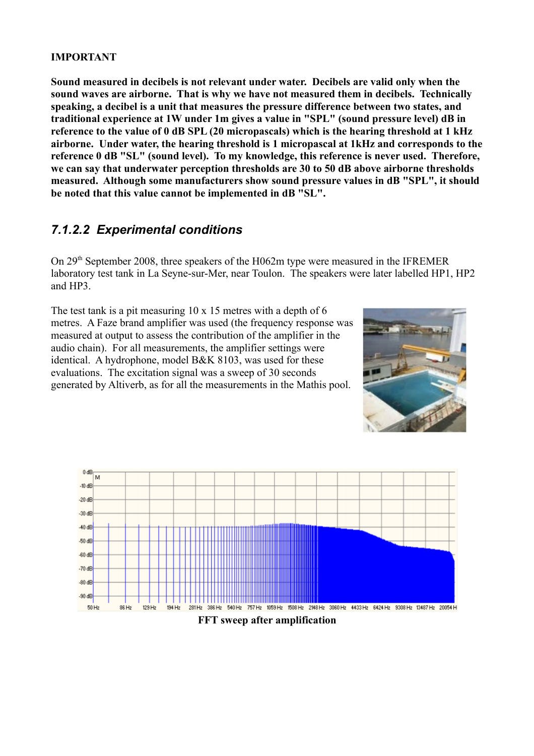**IMPORTANT**

**Sound measured in decibels is not relevant under water. Decibels are valid only when the sound waves are airborne. That is why we have not measured them in decibels. Technically speaking, a decibel is a unit that measures the pressure difference between two states, and traditional experience at 1W under 1m gives a value in "SPL" (sound pressure level) dB in reference to the value of 0 dB SPL (20 micropascals) which is the hearing threshold at 1 kHz airborne. Under water, the hearing threshold is 1 micropascal at 1kHz and corresponds to the reference 0 dB "SL" (sound level). To my knowledge, this reference is never used. Therefore, we can say that underwater perception thresholds are 30 to 50 dB above airborne thresholds measured. Although some manufacturers show sound pressure values in dB "SPL", it should be noted that this value cannot be implemented in dB "SL".**

### *7.1.2.2 Experimental conditions*

On 29th September 2008, three speakers of the H062m type were measured in the IFREMER laboratory test tank in La Seyne-sur-Mer, near Toulon. The speakers were later labelled HP1, HP2 and HP3.

The test tank is a pit measuring 10 x 15 metres with a depth of 6 metres. A Faze brand amplifier was used (the frequency response was measured at output to assess the contribution of the amplifier in the audio chain). For all measurements, the amplifier settings were identical. A hydrophone, model B&K 8103, was used for these evaluations. The excitation signal was a sweep of 30 seconds generated by Altiverb, as for all the measurements in the Mathis pool.

**FFT sweep after amplification**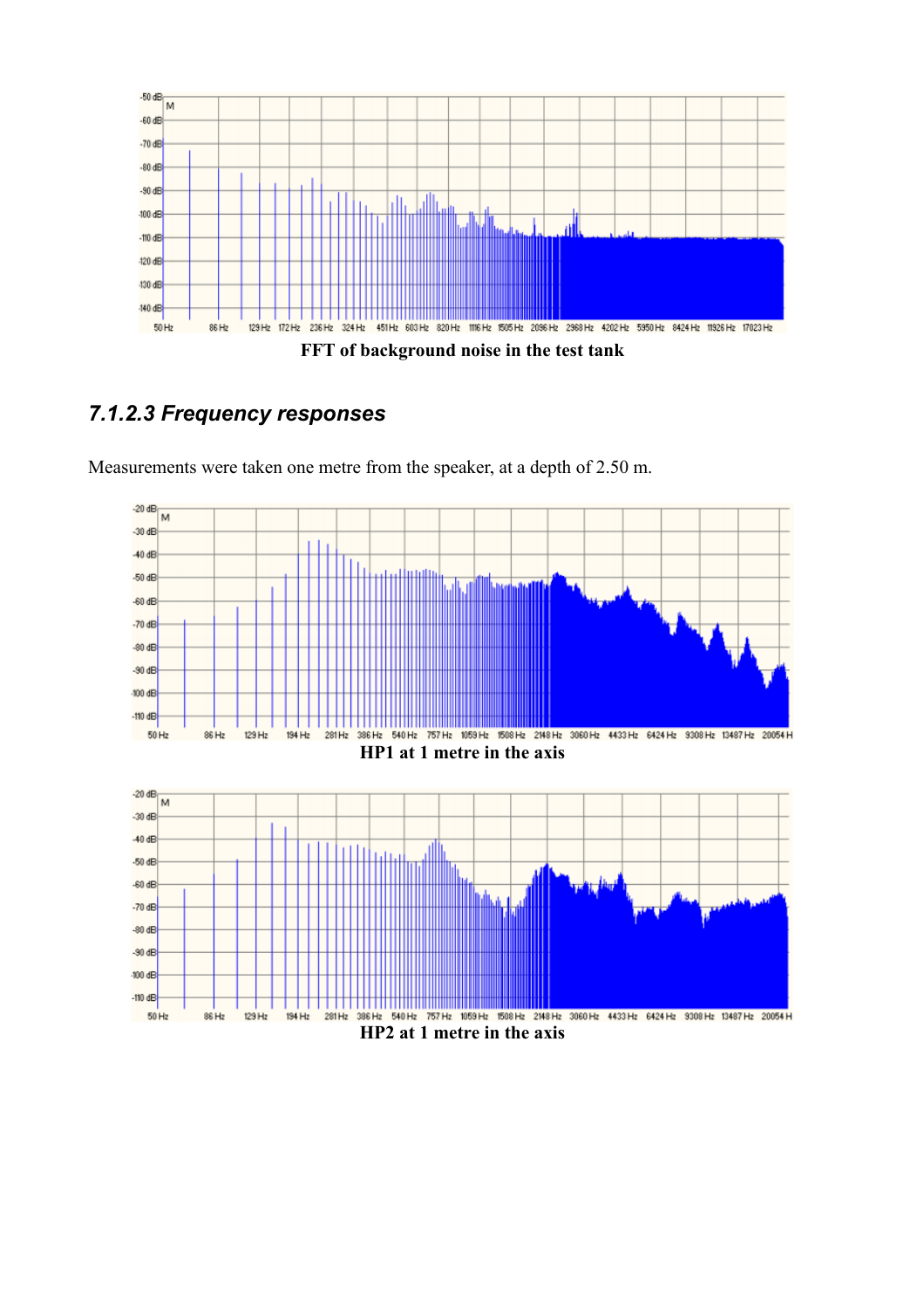FFT of background noise in the test tank

### *7.1.2.3 Frequency responses*

Measurements were taken one metre from the speaker, at a depth of 2.50 m.

HP1 at 1 metre in the axis

HP2 at 1 metre in the axis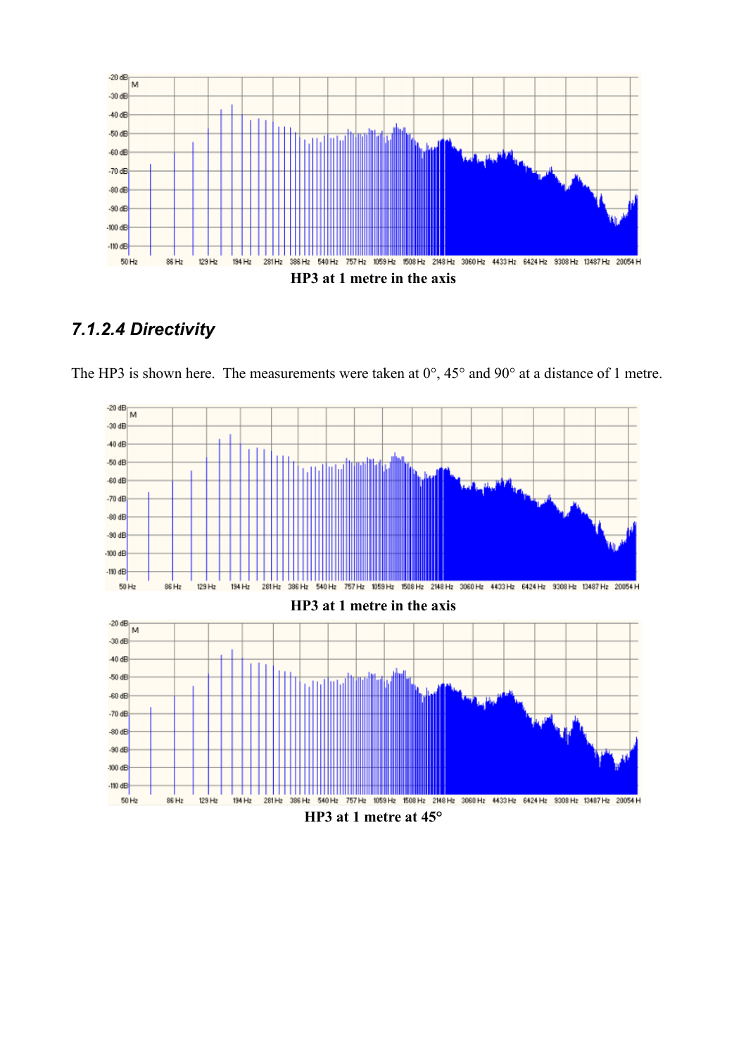HP3 at 1 metre in the axis

### 7.1.2.4 Directivity

The HP3 is shown here. The measurements were taken at 0°, 45° and 90° at a distance of 1 metre.

HP3 at 1 metre in the axis

HP3 at 1 metre at 45°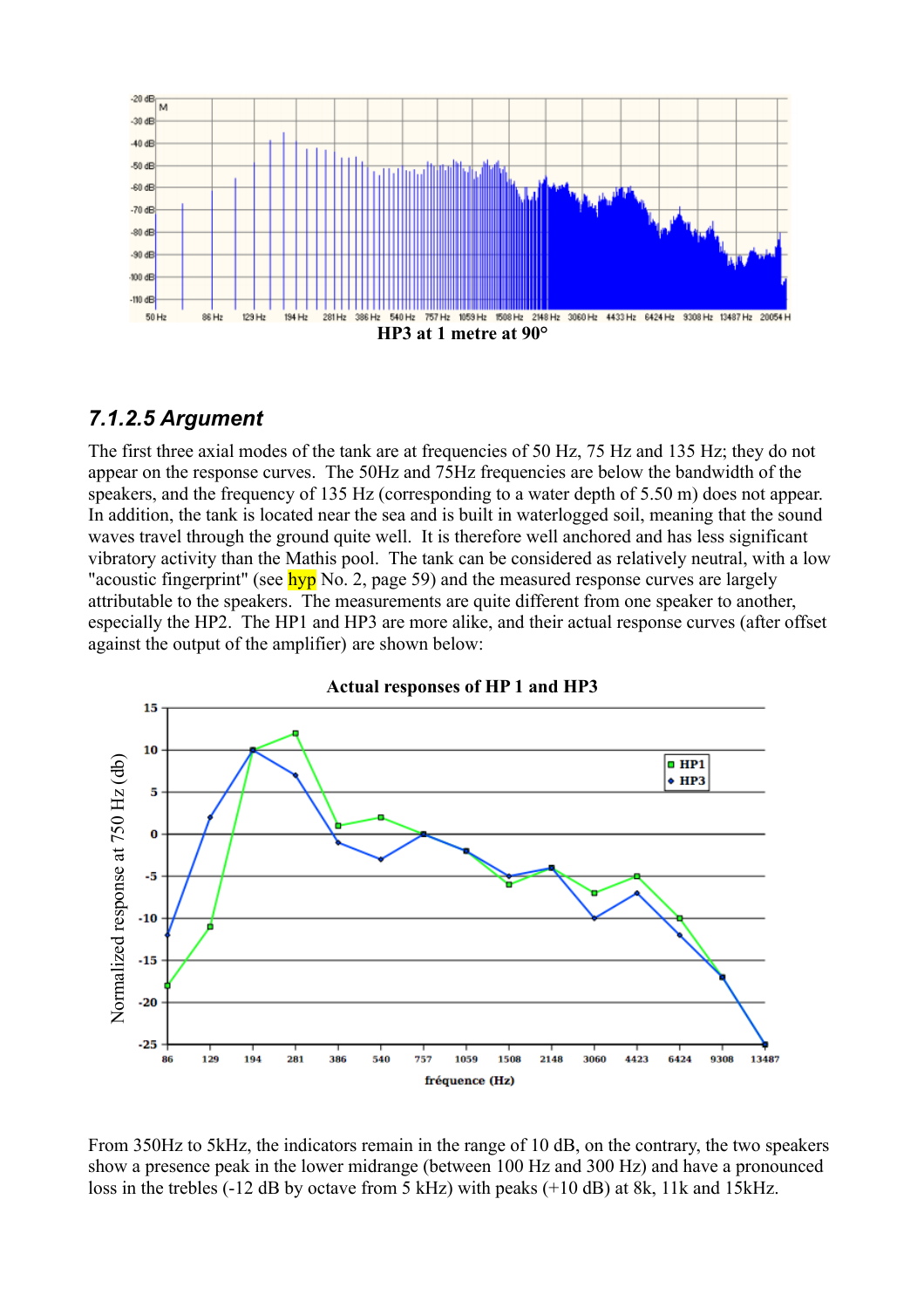HP3 at 1 metre at 90°

### *7.1.2.5 Argument*

The first three axial modes of the tank are at frequencies of 50 Hz, 75 Hz and 135 Hz; they do not appear on the response curves. The 50Hz and 75Hz frequencies are below the bandwidth of the speakers, and the frequency of 135 Hz (corresponding to a water depth of 5.50 m) does not appear. In addition, the tank is located near the sea and is built in waterlogged soil, meaning that the sound waves travel through the ground quite well. It is therefore well anchored and has less significant vibratory activity than the Mathis pool. The tank can be considered as relatively neutral, with a low "acoustic fingerprint" (see hyp No. 2, page 59) and the measured response curves are largely attributable to the speakers. The measurements are quite different from one speaker to another, especially the HP2. The HP1 and HP3 are more alike, and their actual response curves (after offset against the output of the amplifier) are shown below:

**Actual responses of HP 1 and HP3**

From 350Hz to 5kHz, the indicators remain in the range of 10 dB, on the contrary, the two speakers show a presence peak in the lower midrange (between 100 Hz and 300 Hz) and have a pronounced loss in the trebles (-12 dB by octave from 5 kHz) with peaks (+10 dB) at 8k, 11k and 15kHz.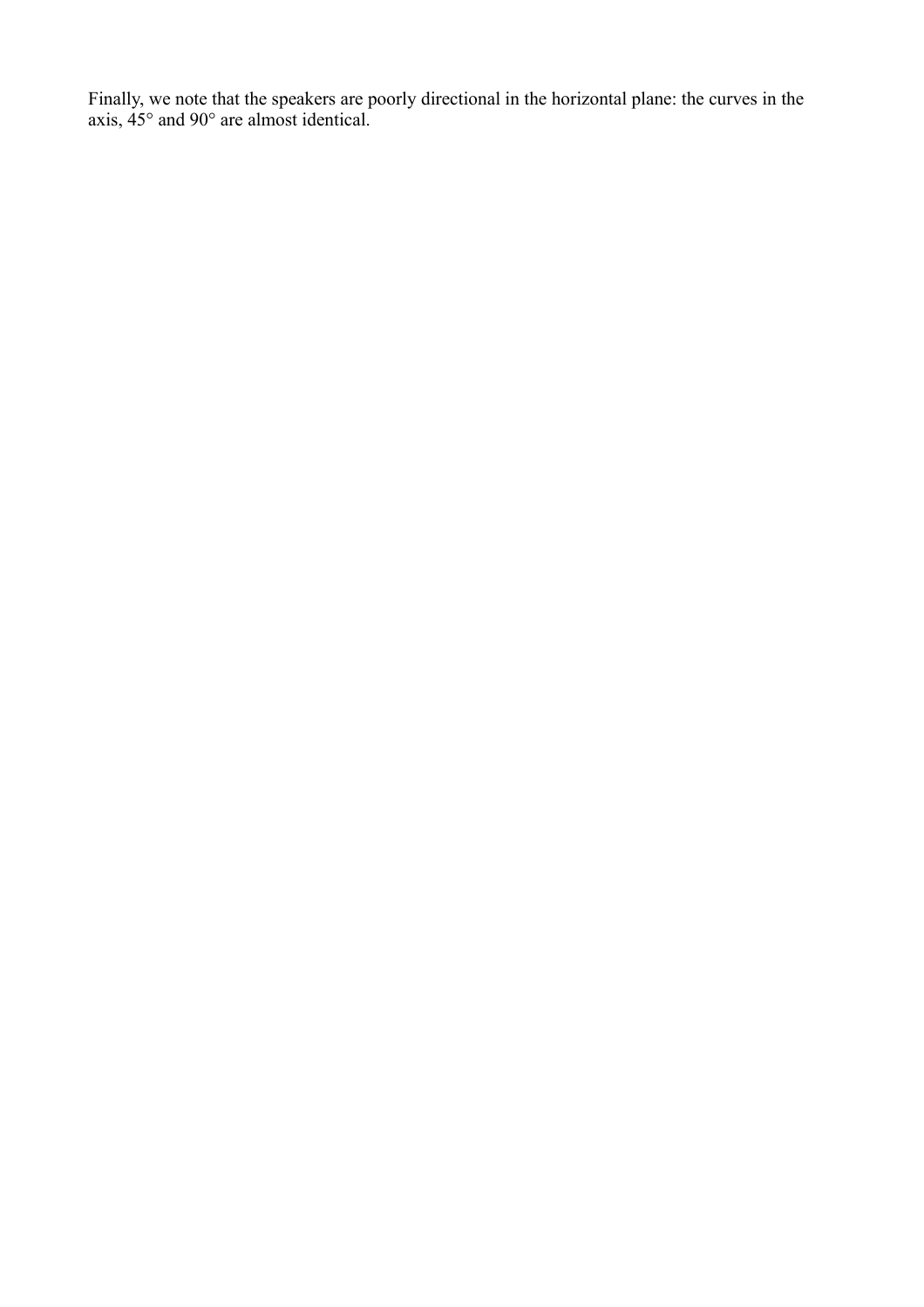Finally, we note that the speakers are poorly directional in the horizontal plane: the curves in the axis, 45° and 90° are almost identical.